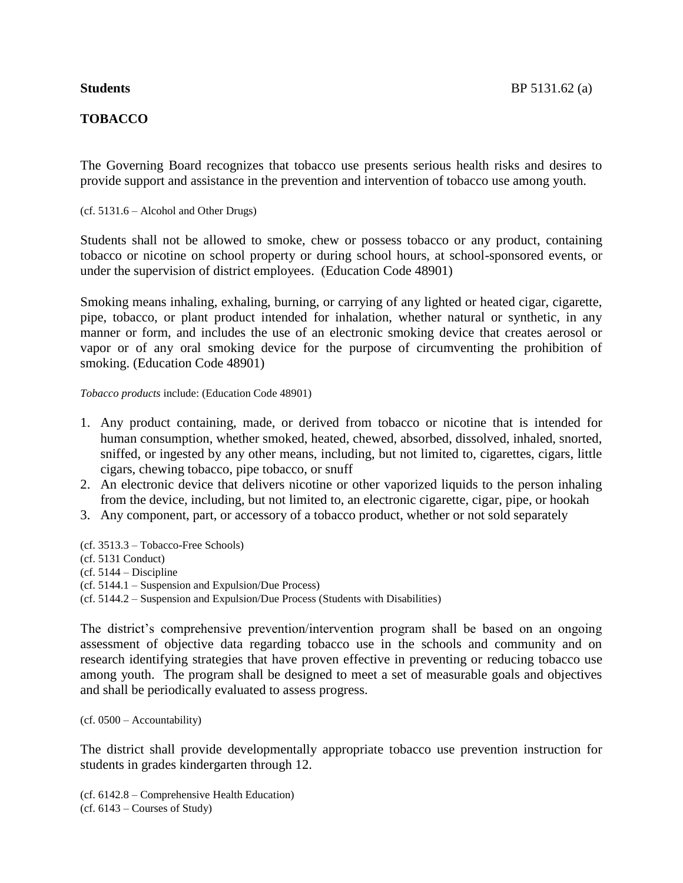**Students** BP 5131.62 (a)

## TOBACCO

The Governing Board recognizes that tobacco use presents serious health risks and desires to provide support and assistance in the prevention and intervention of tobacco use among youth.

(cf. 5131.6 – Alcohol and Other Drugs)

Students shall not be allowed to smoke, chew or possess tobacco or any product, containing tobacco or nicotine on school property or during school hours, at school-sponsored events, or under the supervision of district employees. (Education Code 48901)

Smoking means inhaling, exhaling, burning, or carrying of any lighted or heated cigar, cigarette, pipe, tobacco, or plant product intended for inhalation, whether natural or synthetic, in any manner or form, and includes the use of an electronic smoking device that creates aerosol or vapor or of any oral smoking device for the purpose of circumventing the prohibition of smoking. (Education Code 48901)

*Tobacco products* include: (Education Code 48901)

1. Any product containing, made, or derived from tobacco or nicotine that is intended for human consumption, whether smoked, heated, chewed, absorbed, dissolved, inhaled, snorted, sniffed, or ingested by any other means, including, but not limited to, cigarettes, cigars, little cigars, chewing tobacco, pipe tobacco, or snuff
2. An electronic device that delivers nicotine or other vaporized liquids to the person inhaling from the device, including, but not limited to, an electronic cigarette, cigar, pipe, or hookah
3. Any component, part, or accessory of a tobacco product, whether or not sold separately

(cf. 3513.3 – Tobacco-Free Schools)
(cf. 5131 Conduct)
(cf. 5144 – Discipline)
(cf. 5144.1 – Suspension and Expulsion/Due Process)
(cf. 5144.2 – Suspension and Expulsion/Due Process (Students with Disabilities)

The district's comprehensive prevention/intervention program shall be based on an ongoing assessment of objective data regarding tobacco use in the schools and community and on research identifying strategies that have proven effective in preventing or reducing tobacco use among youth. The program shall be designed to meet a set of measurable goals and objectives and shall be periodically evaluated to assess progress.

(cf. 0500 – Accountability)

The district shall provide developmentally appropriate tobacco use prevention instruction for students in grades kindergarten through 12.

(cf. 6142.8 – Comprehensive Health Education)
(cf. 6143 – Courses of Study)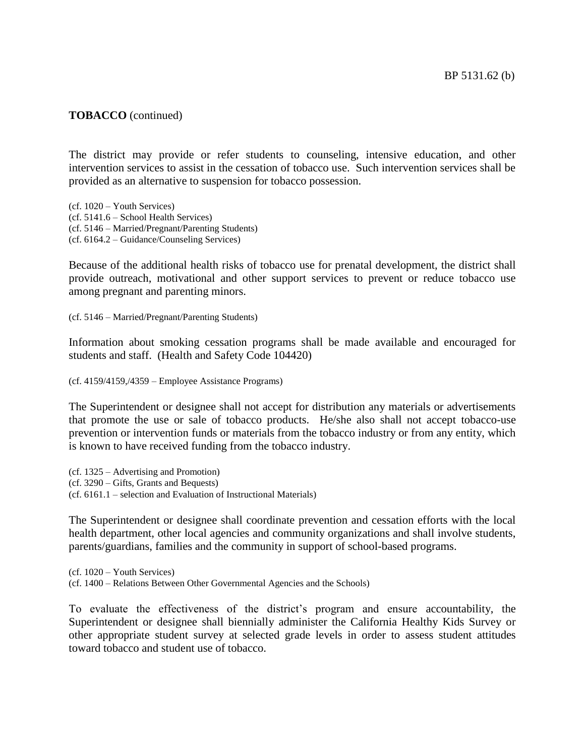**TOBACCO** (continued)

The district may provide or refer students to counseling, intensive education, and other intervention services to assist in the cessation of tobacco use. Such intervention services shall be provided as an alternative to suspension for tobacco possession.

(cf. 1020 – Youth Services)
(cf. 5141.6 – School Health Services)
(cf. 5146 – Married/Pregnant/Parenting Students)
(cf. 6164.2 – Guidance/Counseling Services)

Because of the additional health risks of tobacco use for prenatal development, the district shall provide outreach, motivational and other support services to prevent or reduce tobacco use among pregnant and parenting minors.

(cf. 5146 – Married/Pregnant/Parenting Students)

Information about smoking cessation programs shall be made available and encouraged for students and staff. (Health and Safety Code 104420)

(cf. 4159/4159,/4359 – Employee Assistance Programs)

The Superintendent or designee shall not accept for distribution any materials or advertisements that promote the use or sale of tobacco products. He/she also shall not accept tobacco-use prevention or intervention funds or materials from the tobacco industry or from any entity, which is known to have received funding from the tobacco industry.

(cf. 1325 – Advertising and Promotion)
(cf. 3290 – Gifts, Grants and Bequests)
(cf. 6161.1 – selection and Evaluation of Instructional Materials)

The Superintendent or designee shall coordinate prevention and cessation efforts with the local health department, other local agencies and community organizations and shall involve students, parents/guardians, families and the community in support of school-based programs.

(cf. 1020 – Youth Services)
(cf. 1400 – Relations Between Other Governmental Agencies and the Schools)

To evaluate the effectiveness of the district's program and ensure accountability, the Superintendent or designee shall biennially administer the California Healthy Kids Survey or other appropriate student survey at selected grade levels in order to assess student attitudes toward tobacco and student use of tobacco.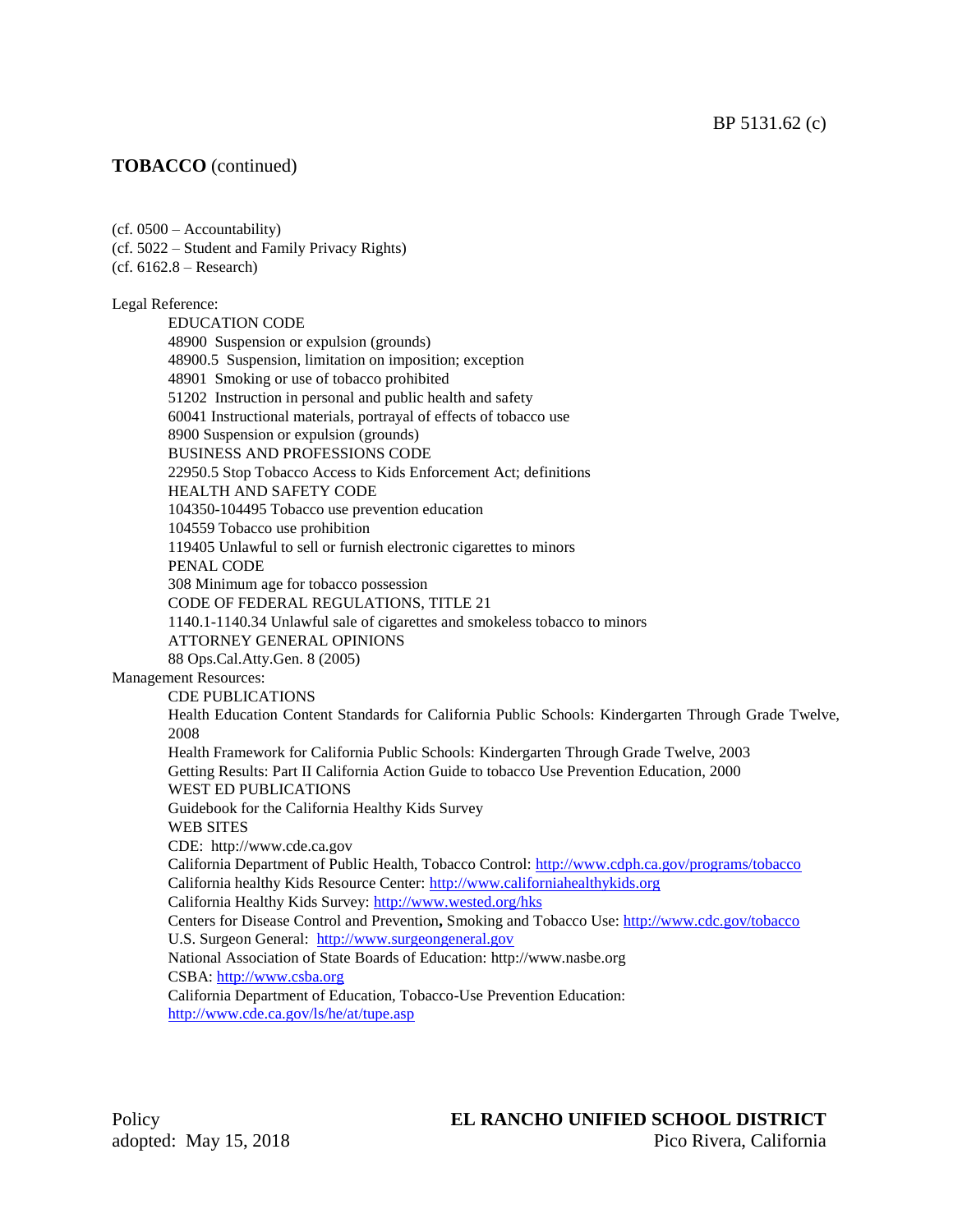**TOBACCO** (continued)

(cf. 0500 – Accountability)
(cf. 5022 – Student and Family Privacy Rights)
(cf. 6162.8 – Research)

Legal Reference:

EDUCATION CODE
48900 Suspension or expulsion (grounds)
48900.5 Suspension, limitation on imposition; exception
48901 Smoking or use of tobacco prohibited
51202 Instruction in personal and public health and safety
60041 Instructional materials, portrayal of effects of tobacco use
8900 Suspension or expulsion (grounds)
BUSINESS AND PROFESSIONS CODE
22950.5 Stop Tobacco Access to Kids Enforcement Act; definitions
HEALTH AND SAFETY CODE
104350-104495 Tobacco use prevention education
104559 Tobacco use prohibition
119405 Unlawful to sell or furnish electronic cigarettes to minors
PENAL CODE
308 Minimum age for tobacco possession
CODE OF FEDERAL REGULATIONS, TITLE 21
1140.1-1140.34 Unlawful sale of cigarettes and smokeless tobacco to minors
ATTORNEY GENERAL OPINIONS
88 Ops.Cal.Atty.Gen. 8 (2005)

Management Resources:

CDE PUBLICATIONS
Health Education Content Standards for California Public Schools: Kindergarten Through Grade Twelve, 2008
Health Framework for California Public Schools: Kindergarten Through Grade Twelve, 2003
Getting Results: Part II California Action Guide to tobacco Use Prevention Education, 2000
WEST ED PUBLICATIONS
Guidebook for the California Healthy Kids Survey
WEB SITES
CDE: http://www.cde.ca.gov
California Department of Public Health, Tobacco Control: http://www.cdph.ca.gov/programs/tobacco
California healthy Kids Resource Center: http://www.californiahealthykids.org
California Healthy Kids Survey: http://www.wested.org/hks
Centers for Disease Control and Prevention**,** Smoking and Tobacco Use: http://www.cdc.gov/tobacco
U.S. Surgeon General: http://www.surgeongeneral.gov
National Association of State Boards of Education: http://www.nasbe.org
CSBA: http://www.csba.org
California Department of Education, Tobacco-Use Prevention Education:
http://www.cde.ca.gov/ls/he/at/tupe.asp

Policy
adopted: May 15, 2018

**EL RANCHO UNIFIED SCHOOL DISTRICT**
Pico Rivera, California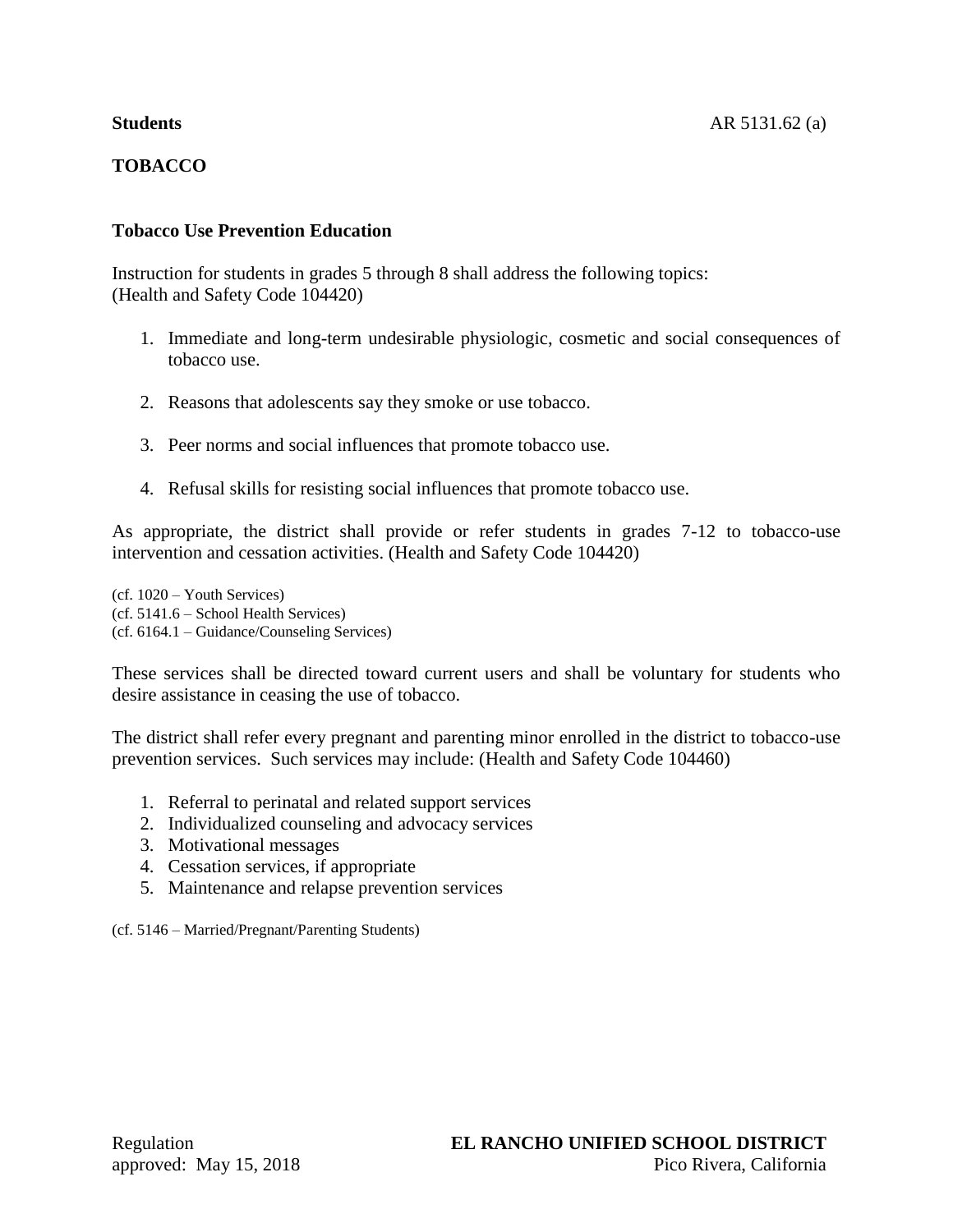**Students** AR 5131.62 (a)

**TOBACCO**

**Tobacco Use Prevention Education**

Instruction for students in grades 5 through 8 shall address the following topics: (Health and Safety Code 104420)

1. Immediate and long-term undesirable physiologic, cosmetic and social consequences of tobacco use.

2. Reasons that adolescents say they smoke or use tobacco.

3. Peer norms and social influences that promote tobacco use.

4. Refusal skills for resisting social influences that promote tobacco use.

As appropriate, the district shall provide or refer students in grades 7-12 to tobacco-use intervention and cessation activities. (Health and Safety Code 104420)

(cf. 1020 – Youth Services)
(cf. 5141.6 – School Health Services)
(cf. 6164.1 – Guidance/Counseling Services)

These services shall be directed toward current users and shall be voluntary for students who desire assistance in ceasing the use of tobacco.

The district shall refer every pregnant and parenting minor enrolled in the district to tobacco-use prevention services. Such services may include: (Health and Safety Code 104460)

1. Referral to perinatal and related support services
2. Individualized counseling and advocacy services
3. Motivational messages
4. Cessation services, if appropriate
5. Maintenance and relapse prevention services

(cf. 5146 – Married/Pregnant/Parenting Students)

Regulation approved: May 15, 2018

**EL RANCHO UNIFIED SCHOOL DISTRICT**
Pico Rivera, California